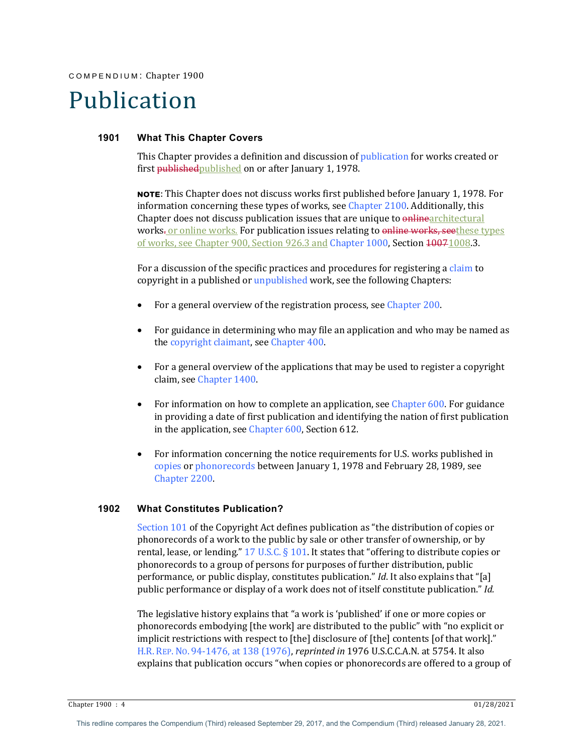COMPENDIUM: Chapter 1900

# Publication

## 1901 What This Chapter Covers

This Chapter provides a definition and discussion of publication for works created or first ~~published~~published on or after January 1, 1978.

**NOTE**: This Chapter does not discuss works first published before January 1, 1978. For information concerning these types of works, see Chapter 2100. Additionally, this Chapter does not discuss publication issues that are unique to ~~online~~architectural works~~.~~ or online works. For publication issues relating to ~~online works, see~~these types of works, see Chapter 900, Section 926.3 and Chapter 1000, Section ~~1007~~1008.3.

For a discussion of the specific practices and procedures for registering a claim to copyright in a published or unpublished work, see the following Chapters:

- For a general overview of the registration process, see Chapter 200.
- For guidance in determining who may file an application and who may be named as the copyright claimant, see Chapter 400.
- For a general overview of the applications that may be used to register a copyright claim, see Chapter 1400.
- For information on how to complete an application, see Chapter 600. For guidance in providing a date of first publication and identifying the nation of first publication in the application, see Chapter 600, Section 612.
- For information concerning the notice requirements for U.S. works published in copies or phonorecords between January 1, 1978 and February 28, 1989, see Chapter 2200.

## 1902 What Constitutes Publication?

Section 101 of the Copyright Act defines publication as "the distribution of copies or phonorecords of a work to the public by sale or other transfer of ownership, or by rental, lease, or lending." 17 U.S.C. § 101. It states that "offering to distribute copies or phonorecords to a group of persons for purposes of further distribution, public performance, or public display, constitutes publication." *Id*. It also explains that "[a] public performance or display of a work does not of itself constitute publication." *Id.*

The legislative history explains that "a work is 'published' if one or more copies or phonorecords embodying [the work] are distributed to the public" with "no explicit or implicit restrictions with respect to [the] disclosure of [the] contents [of that work]." H.R. REP. NO. 94-1476, at 138 (1976), *reprinted in* 1976 U.S.C.C.A.N. at 5754. It also explains that publication occurs "when copies or phonorecords are offered to a group of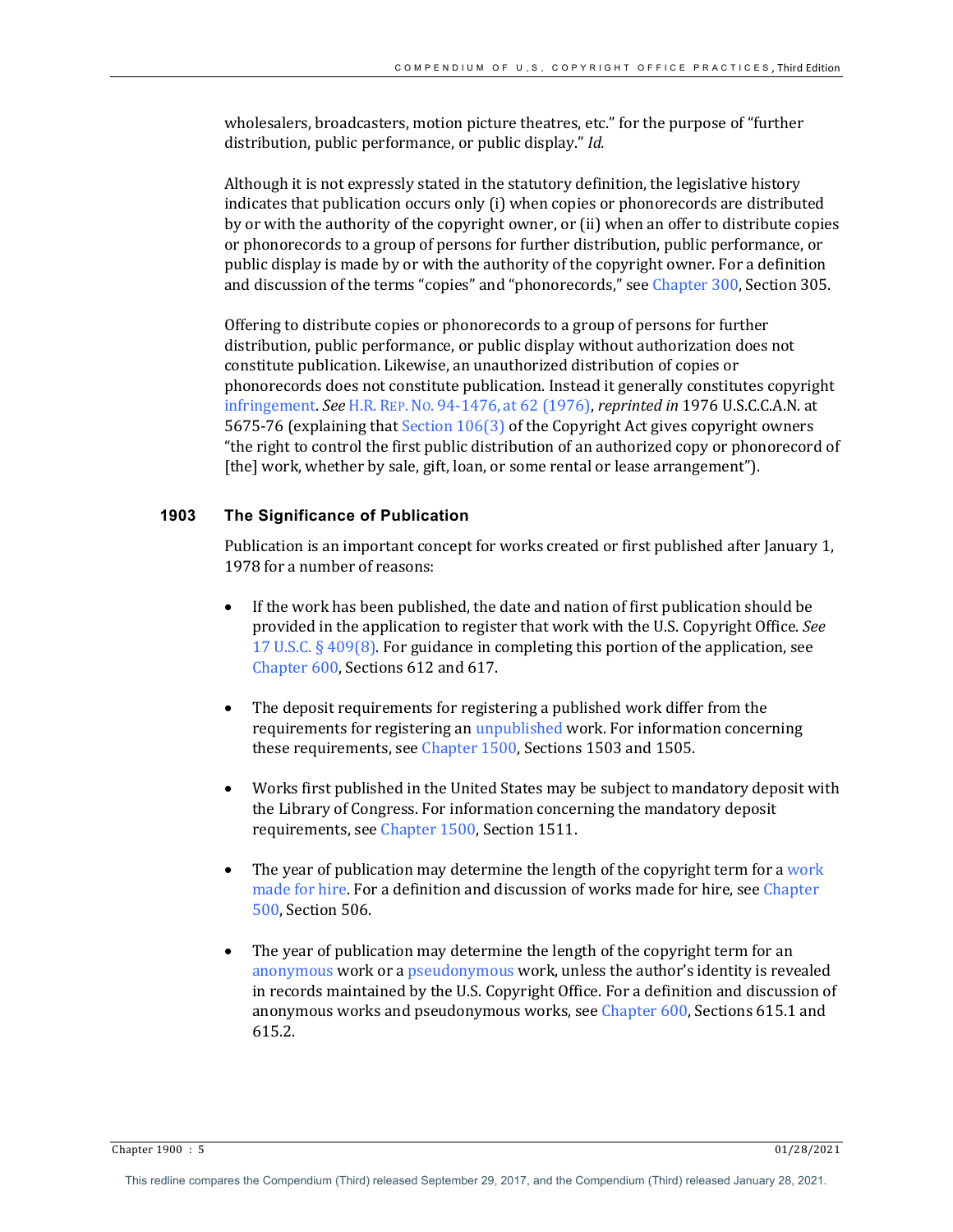wholesalers, broadcasters, motion picture theatres, etc." for the purpose of "further distribution, public performance, or public display." *Id.*

Although it is not expressly stated in the statutory definition, the legislative history indicates that publication occurs only (i) when copies or phonorecords are distributed by or with the authority of the copyright owner, or (ii) when an offer to distribute copies or phonorecords to a group of persons for further distribution, public performance, or public display is made by or with the authority of the copyright owner. For a definition and discussion of the terms "copies" and "phonorecords," see Chapter 300, Section 305.

Offering to distribute copies or phonorecords to a group of persons for further distribution, public performance, or public display without authorization does not constitute publication. Likewise, an unauthorized distribution of copies or phonorecords does not constitute publication. Instead it generally constitutes copyright infringement. *See* H.R. REP. NO. 94-1476, at 62 (1976), *reprinted in* 1976 U.S.C.C.A.N. at 5675-76 (explaining that Section 106(3) of the Copyright Act gives copyright owners "the right to control the first public distribution of an authorized copy or phonorecord of [the] work, whether by sale, gift, loan, or some rental or lease arrangement").

## 1903 The Significance of Publication

Publication is an important concept for works created or first published after January 1, 1978 for a number of reasons:

- If the work has been published, the date and nation of first publication should be provided in the application to register that work with the U.S. Copyright Office. *See* 17 U.S.C. § 409(8). For guidance in completing this portion of the application, see Chapter 600, Sections 612 and 617.
- The deposit requirements for registering a published work differ from the requirements for registering an unpublished work. For information concerning these requirements, see Chapter 1500, Sections 1503 and 1505.
- Works first published in the United States may be subject to mandatory deposit with the Library of Congress. For information concerning the mandatory deposit requirements, see Chapter 1500, Section 1511.
- The year of publication may determine the length of the copyright term for a work made for hire. For a definition and discussion of works made for hire, see Chapter 500, Section 506.
- The year of publication may determine the length of the copyright term for an anonymous work or a pseudonymous work, unless the author's identity is revealed in records maintained by the U.S. Copyright Office. For a definition and discussion of anonymous works and pseudonymous works, see Chapter 600, Sections 615.1 and 615.2.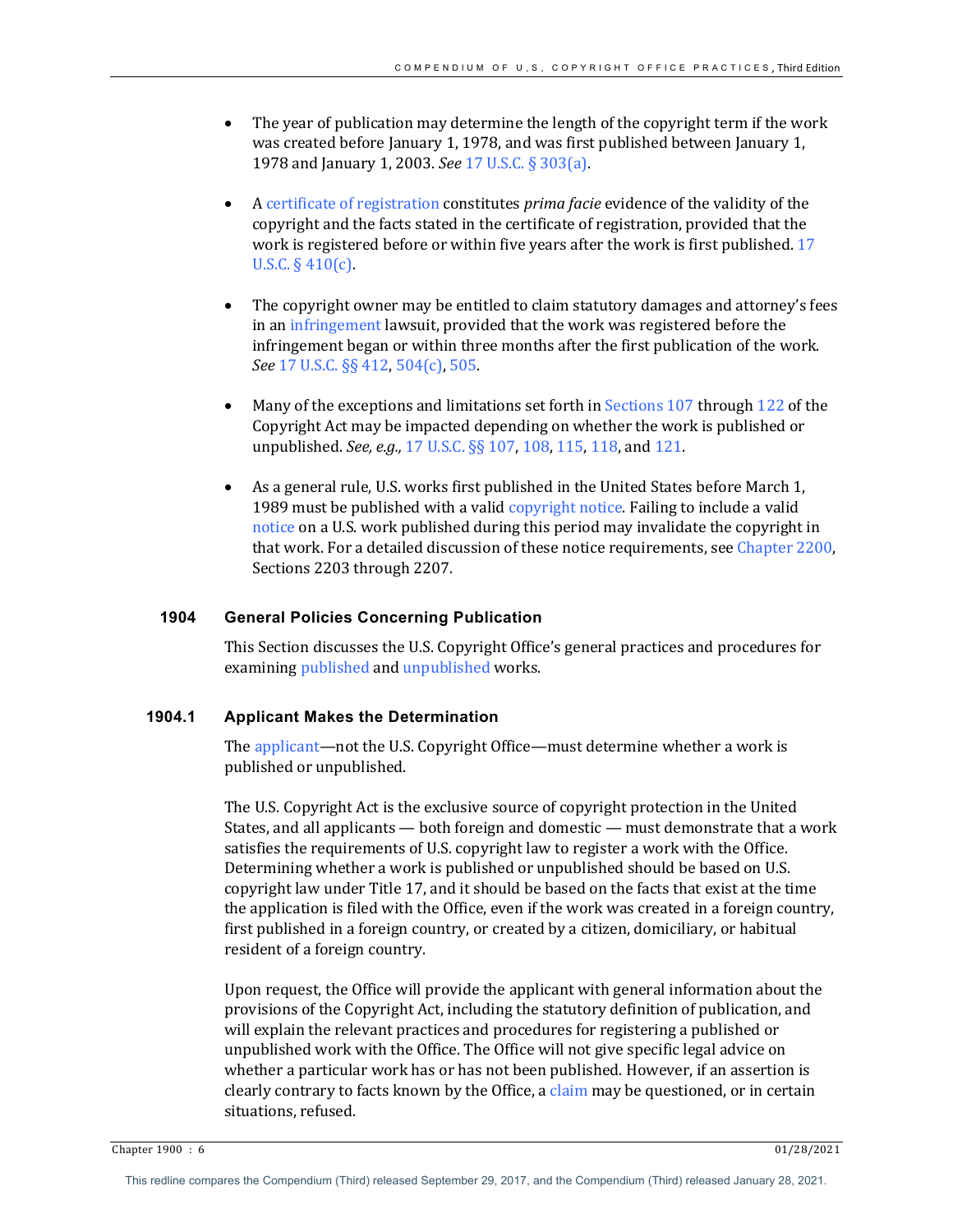- The year of publication may determine the length of the copyright term if the work was created before January 1, 1978, and was first published between January 1, 1978 and January 1, 2003. *See* 17 U.S.C. § 303(a).

- A certificate of registration constitutes *prima facie* evidence of the validity of the copyright and the facts stated in the certificate of registration, provided that the work is registered before or within five years after the work is first published. 17 U.S.C. § 410(c).

- The copyright owner may be entitled to claim statutory damages and attorney's fees in an infringement lawsuit, provided that the work was registered before the infringement began or within three months after the first publication of the work. *See* 17 U.S.C. §§ 412, 504(c), 505.

- Many of the exceptions and limitations set forth in Sections 107 through 122 of the Copyright Act may be impacted depending on whether the work is published or unpublished. *See, e.g.,* 17 U.S.C. §§ 107, 108, 115, 118, and 121.

- As a general rule, U.S. works first published in the United States before March 1, 1989 must be published with a valid copyright notice. Failing to include a valid notice on a U.S. work published during this period may invalidate the copyright in that work. For a detailed discussion of these notice requirements, see Chapter 2200, Sections 2203 through 2207.

## 1904 General Policies Concerning Publication

This Section discusses the U.S. Copyright Office's general practices and procedures for examining published and unpublished works.

### 1904.1 Applicant Makes the Determination

The applicant—not the U.S. Copyright Office—must determine whether a work is published or unpublished.

The U.S. Copyright Act is the exclusive source of copyright protection in the United States, and all applicants — both foreign and domestic — must demonstrate that a work satisfies the requirements of U.S. copyright law to register a work with the Office. Determining whether a work is published or unpublished should be based on U.S. copyright law under Title 17, and it should be based on the facts that exist at the time the application is filed with the Office, even if the work was created in a foreign country, first published in a foreign country, or created by a citizen, domiciliary, or habitual resident of a foreign country.

Upon request, the Office will provide the applicant with general information about the provisions of the Copyright Act, including the statutory definition of publication, and will explain the relevant practices and procedures for registering a published or unpublished work with the Office. The Office will not give specific legal advice on whether a particular work has or has not been published. However, if an assertion is clearly contrary to facts known by the Office, a claim may be questioned, or in certain situations, refused.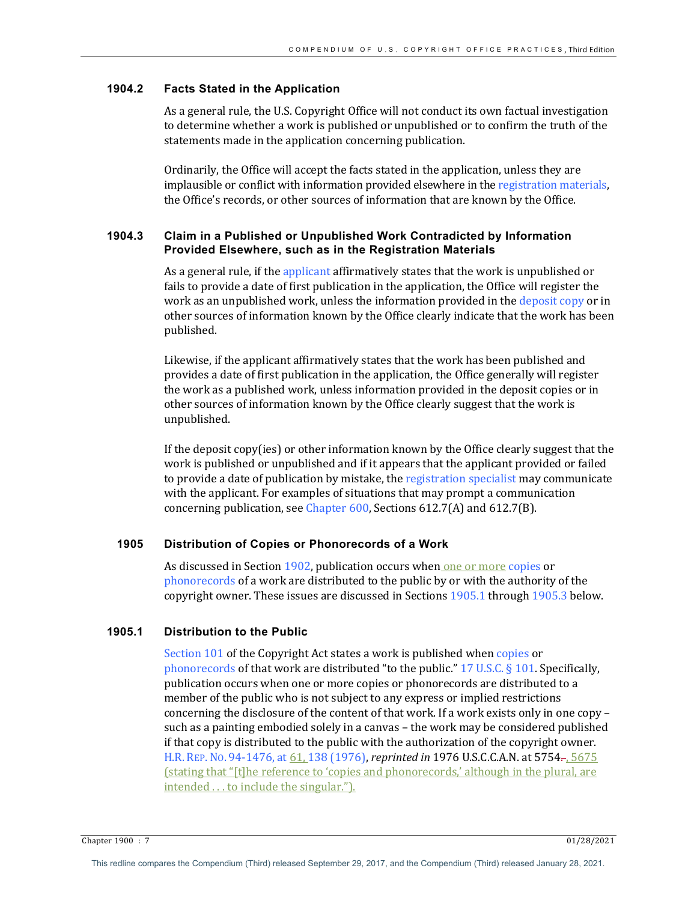## 1904.2 Facts Stated in the Application

As a general rule, the U.S. Copyright Office will not conduct its own factual investigation to determine whether a work is published or unpublished or to confirm the truth of the statements made in the application concerning publication.

Ordinarily, the Office will accept the facts stated in the application, unless they are implausible or conflict with information provided elsewhere in the registration materials, the Office's records, or other sources of information that are known by the Office.

## 1904.3 Claim in a Published or Unpublished Work Contradicted by Information Provided Elsewhere, such as in the Registration Materials

As a general rule, if the applicant affirmatively states that the work is unpublished or fails to provide a date of first publication in the application, the Office will register the work as an unpublished work, unless the information provided in the deposit copy or in other sources of information known by the Office clearly indicate that the work has been published.

Likewise, if the applicant affirmatively states that the work has been published and provides a date of first publication in the application, the Office generally will register the work as a published work, unless information provided in the deposit copies or in other sources of information known by the Office clearly suggest that the work is unpublished.

If the deposit copy(ies) or other information known by the Office clearly suggest that the work is published or unpublished and if it appears that the applicant provided or failed to provide a date of publication by mistake, the registration specialist may communicate with the applicant. For examples of situations that may prompt a communication concerning publication, see Chapter 600, Sections 612.7(A) and 612.7(B).

## 1905 Distribution of Copies or Phonorecords of a Work

As discussed in Section 1902, publication occurs when one or more copies or phonorecords of a work are distributed to the public by or with the authority of the copyright owner. These issues are discussed in Sections 1905.1 through 1905.3 below.

## 1905.1 Distribution to the Public

Section 101 of the Copyright Act states a work is published when copies or phonorecords of that work are distributed "to the public." 17 U.S.C. § 101. Specifically, publication occurs when one or more copies or phonorecords are distributed to a member of the public who is not subject to any express or implied restrictions concerning the disclosure of the content of that work. If a work exists only in one copy – such as a painting embodied solely in a canvas – the work may be considered published if that copy is distributed to the public with the authorization of the copyright owner. H.R. REP. NO. 94-1476, at ~~61,~~ 138 (1976), *reprinted in* 1976 U.S.C.C.A.N. at 5754~~.~~, 5675 (stating that "[t]he reference to 'copies and phonorecords,' although in the plural, are intended . . . to include the singular.").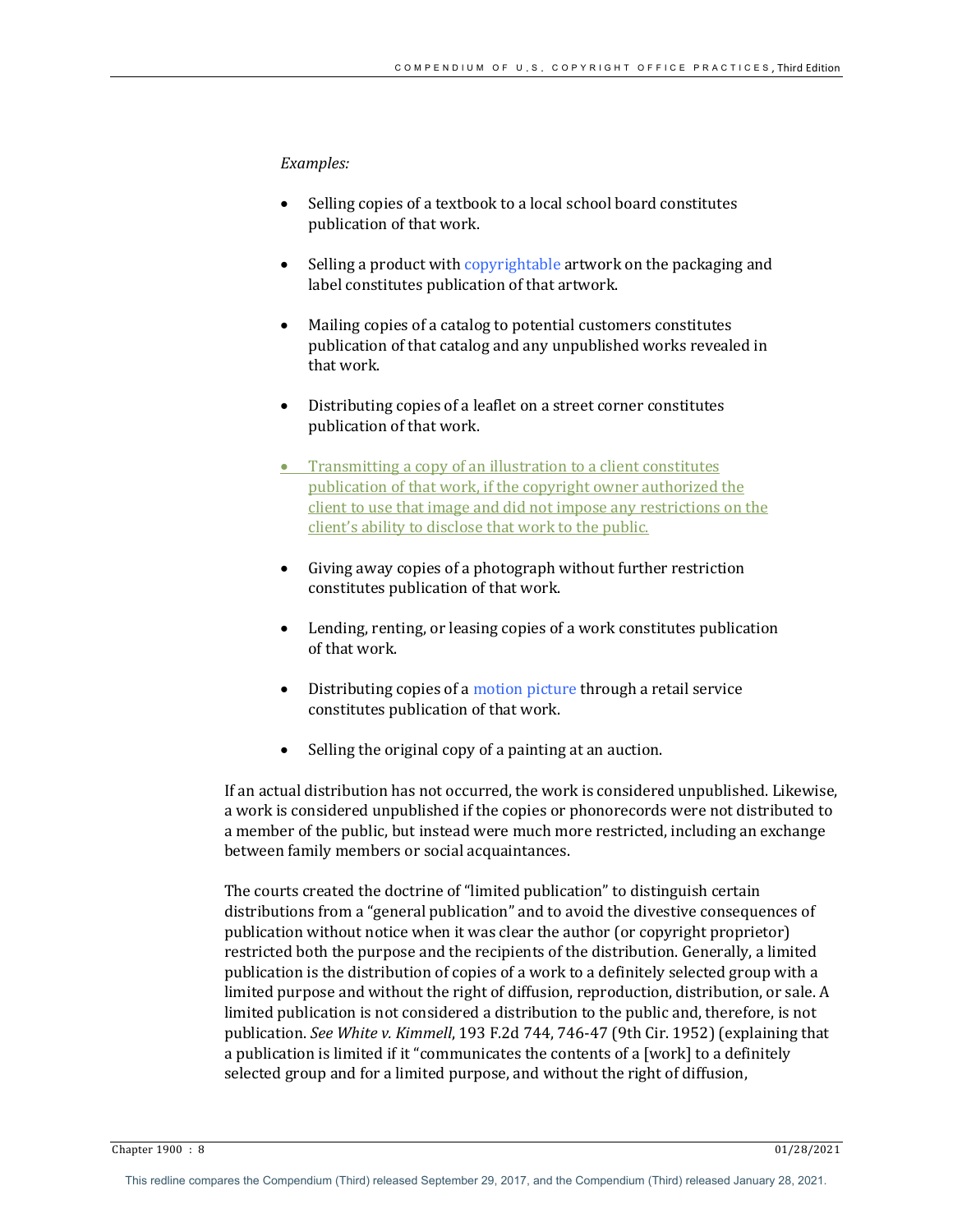*Examples:*

- Selling copies of a textbook to a local school board constitutes publication of that work.
- Selling a product with copyrightable artwork on the packaging and label constitutes publication of that artwork.
- Mailing copies of a catalog to potential customers constitutes publication of that catalog and any unpublished works revealed in that work.
- Distributing copies of a leaflet on a street corner constitutes publication of that work.
- Transmitting a copy of an illustration to a client constitutes publication of that work, if the copyright owner authorized the client to use that image and did not impose any restrictions on the client's ability to disclose that work to the public.
- Giving away copies of a photograph without further restriction constitutes publication of that work.
- Lending, renting, or leasing copies of a work constitutes publication of that work.
- Distributing copies of a motion picture through a retail service constitutes publication of that work.
- Selling the original copy of a painting at an auction.

If an actual distribution has not occurred, the work is considered unpublished. Likewise, a work is considered unpublished if the copies or phonorecords were not distributed to a member of the public, but instead were much more restricted, including an exchange between family members or social acquaintances.

The courts created the doctrine of "limited publication" to distinguish certain distributions from a "general publication" and to avoid the divestive consequences of publication without notice when it was clear the author (or copyright proprietor) restricted both the purpose and the recipients of the distribution. Generally, a limited publication is the distribution of copies of a work to a definitely selected group with a limited purpose and without the right of diffusion, reproduction, distribution, or sale. A limited publication is not considered a distribution to the public and, therefore, is not publication. *See White v. Kimmell*, 193 F.2d 744, 746-47 (9th Cir. 1952) (explaining that a publication is limited if it "communicates the contents of a [work] to a definitely selected group and for a limited purpose, and without the right of diffusion,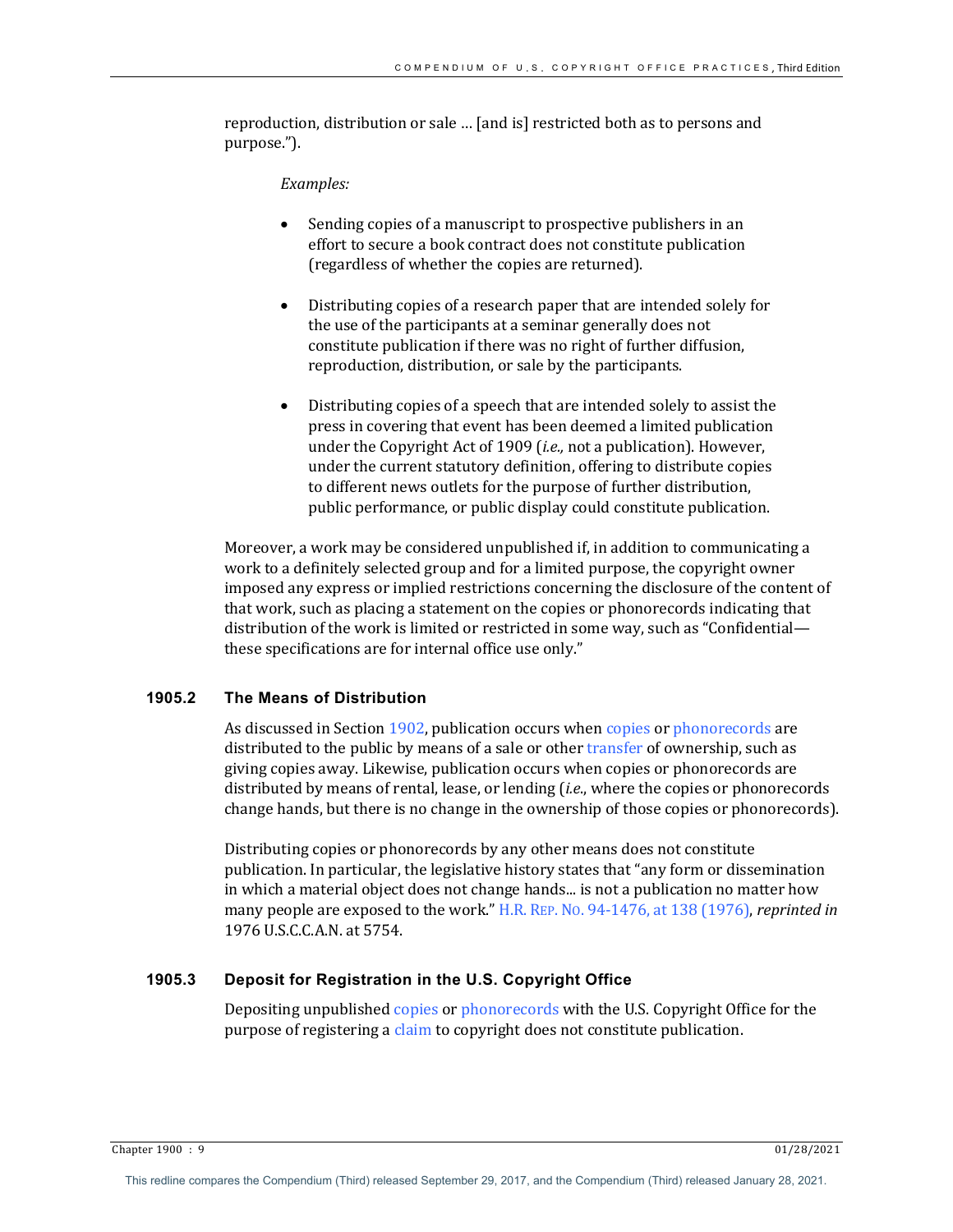reproduction, distribution or sale … [and is] restricted both as to persons and purpose.").

*Examples:*

- Sending copies of a manuscript to prospective publishers in an effort to secure a book contract does not constitute publication (regardless of whether the copies are returned).

- Distributing copies of a research paper that are intended solely for the use of the participants at a seminar generally does not constitute publication if there was no right of further diffusion, reproduction, distribution, or sale by the participants.

- Distributing copies of a speech that are intended solely to assist the press in covering that event has been deemed a limited publication under the Copyright Act of 1909 (*i.e.,* not a publication). However, under the current statutory definition, offering to distribute copies to different news outlets for the purpose of further distribution, public performance, or public display could constitute publication.

Moreover, a work may be considered unpublished if, in addition to communicating a work to a definitely selected group and for a limited purpose, the copyright owner imposed any express or implied restrictions concerning the disclosure of the content of that work, such as placing a statement on the copies or phonorecords indicating that distribution of the work is limited or restricted in some way, such as "Confidential—these specifications are for internal office use only."

### 1905.2 The Means of Distribution

As discussed in Section 1902, publication occurs when copies or phonorecords are distributed to the public by means of a sale or other transfer of ownership, such as giving copies away. Likewise, publication occurs when copies or phonorecords are distributed by means of rental, lease, or lending (*i.e.*, where the copies or phonorecords change hands, but there is no change in the ownership of those copies or phonorecords).

Distributing copies or phonorecords by any other means does not constitute publication. In particular, the legislative history states that "any form or dissemination in which a material object does not change hands... is not a publication no matter how many people are exposed to the work." H.R. REP. NO. 94-1476, at 138 (1976), *reprinted in* 1976 U.S.C.C.A.N. at 5754.

### 1905.3 Deposit for Registration in the U.S. Copyright Office

Depositing unpublished copies or phonorecords with the U.S. Copyright Office for the purpose of registering a claim to copyright does not constitute publication.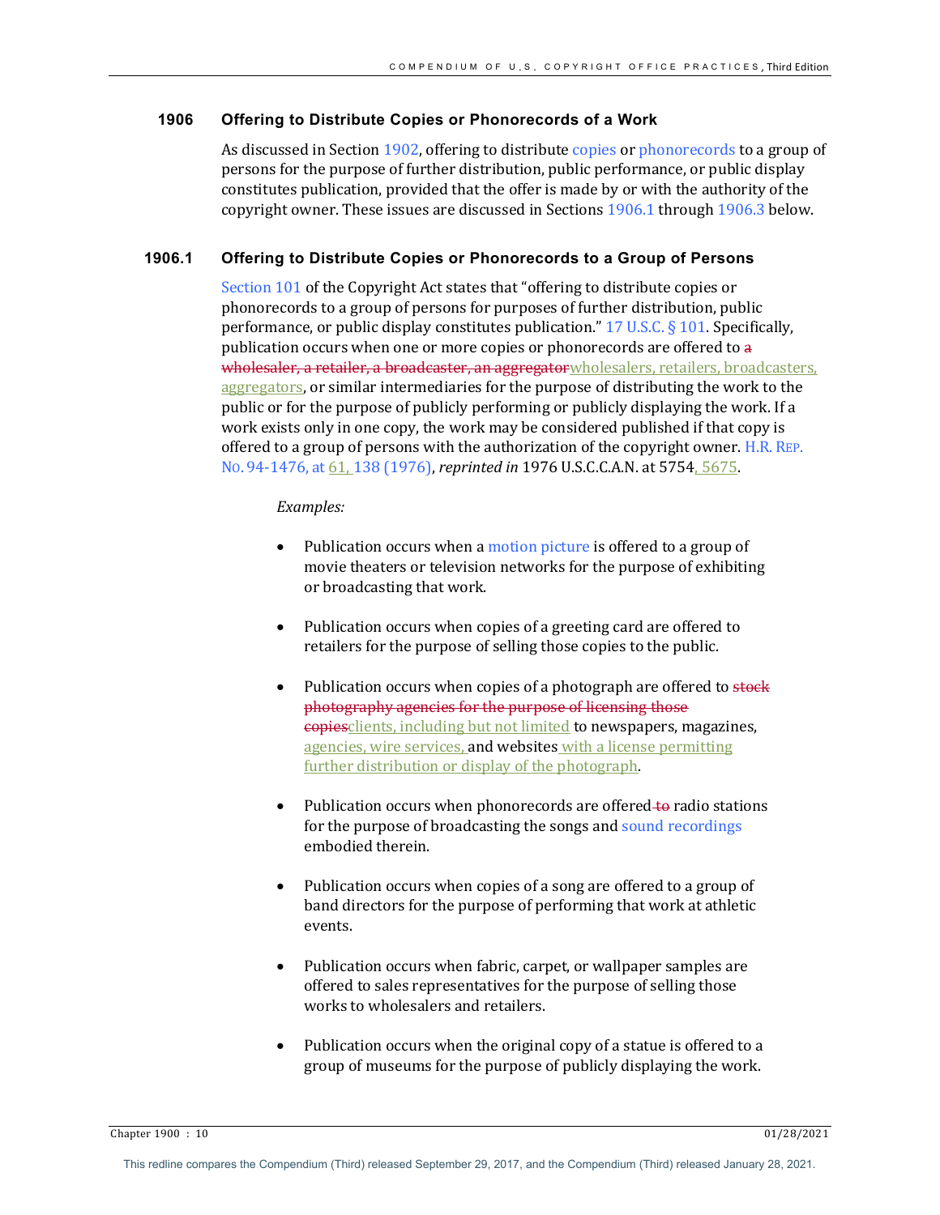## 1906 Offering to Distribute Copies or Phonorecords of a Work

As discussed in Section 1902, offering to distribute copies or phonorecords to a group of persons for the purpose of further distribution, public performance, or public display constitutes publication, provided that the offer is made by or with the authority of the copyright owner. These issues are discussed in Sections 1906.1 through 1906.3 below.

### 1906.1 Offering to Distribute Copies or Phonorecords to a Group of Persons

Section 101 of the Copyright Act states that "offering to distribute copies or phonorecords to a group of persons for purposes of further distribution, public performance, or public display constitutes publication." 17 U.S.C. § 101. Specifically, publication occurs when one or more copies or phonorecords are offered to ~~a wholesaler, a retailer, a broadcaster, an aggregator~~wholesalers, retailers, broadcasters, aggregators, or similar intermediaries for the purpose of distributing the work to the public or for the purpose of publicly performing or publicly displaying the work. If a work exists only in one copy, the work may be considered published if that copy is offered to a group of persons with the authorization of the copyright owner. H.R. REP. NO. 94-1476, at 61, 138 (1976), *reprinted in* 1976 U.S.C.C.A.N. at 5754, 5675.

*Examples:*

- Publication occurs when a motion picture is offered to a group of movie theaters or television networks for the purpose of exhibiting or broadcasting that work.

- Publication occurs when copies of a greeting card are offered to retailers for the purpose of selling those copies to the public.

- Publication occurs when copies of a photograph are offered to ~~stock photography agencies for the purpose of licensing those copies~~clients, including but not limited to newspapers, magazines, agencies, wire services, and websites with a license permitting further distribution or display of the photograph.

- Publication occurs when phonorecords are offered ~~to~~ radio stations for the purpose of broadcasting the songs and sound recordings embodied therein.

- Publication occurs when copies of a song are offered to a group of band directors for the purpose of performing that work at athletic events.

- Publication occurs when fabric, carpet, or wallpaper samples are offered to sales representatives for the purpose of selling those works to wholesalers and retailers.

- Publication occurs when the original copy of a statue is offered to a group of museums for the purpose of publicly displaying the work.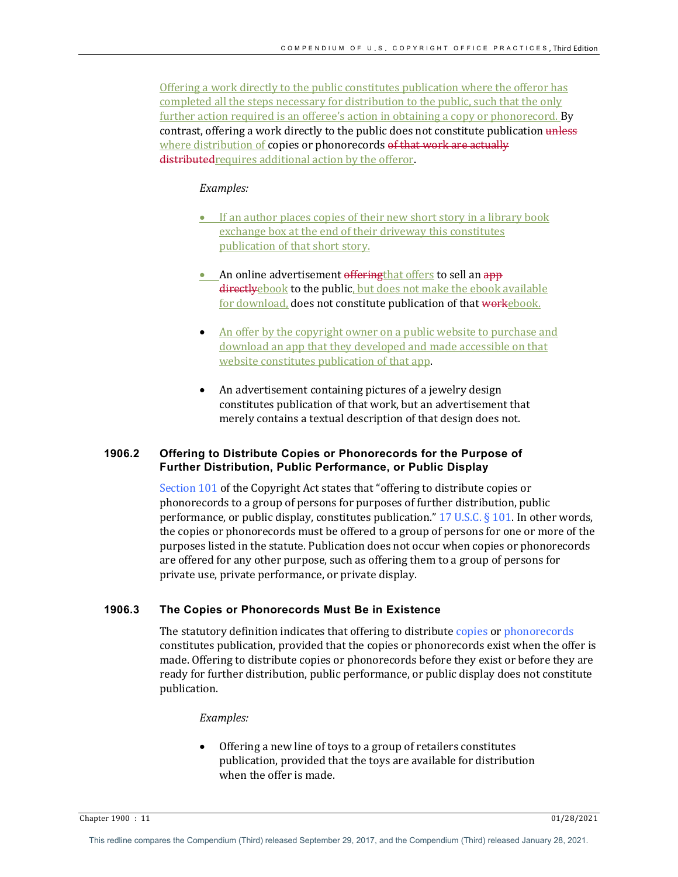Offering a work directly to the public constitutes publication where the offeror has completed all the steps necessary for distribution to the public, such that the only further action required is an offeree's action in obtaining a copy or phonorecord. By contrast, offering a work directly to the public does not constitute publication ~~unless~~ where distribution of copies or phonorecords ~~of that work are actually distributed~~requires additional action by the offeror.

*Examples:*

- If an author places copies of their new short story in a library book exchange box at the end of their driveway this constitutes publication of that short story.
- An online advertisement ~~offering~~that offers to sell an ~~app directly~~ebook to the public, but does not make the ebook available for download, does not constitute publication of that ~~work~~ebook.
- An offer by the copyright owner on a public website to purchase and download an app that they developed and made accessible on that website constitutes publication of that app.
- An advertisement containing pictures of a jewelry design constitutes publication of that work, but an advertisement that merely contains a textual description of that design does not.

### 1906.2 Offering to Distribute Copies or Phonorecords for the Purpose of Further Distribution, Public Performance, or Public Display

Section 101 of the Copyright Act states that "offering to distribute copies or phonorecords to a group of persons for purposes of further distribution, public performance, or public display, constitutes publication." 17 U.S.C. § 101. In other words, the copies or phonorecords must be offered to a group of persons for one or more of the purposes listed in the statute. Publication does not occur when copies or phonorecords are offered for any other purpose, such as offering them to a group of persons for private use, private performance, or private display.

### 1906.3 The Copies or Phonorecords Must Be in Existence

The statutory definition indicates that offering to distribute copies or phonorecords constitutes publication, provided that the copies or phonorecords exist when the offer is made. Offering to distribute copies or phonorecords before they exist or before they are ready for further distribution, public performance, or public display does not constitute publication.

*Examples:*

- Offering a new line of toys to a group of retailers constitutes publication, provided that the toys are available for distribution when the offer is made.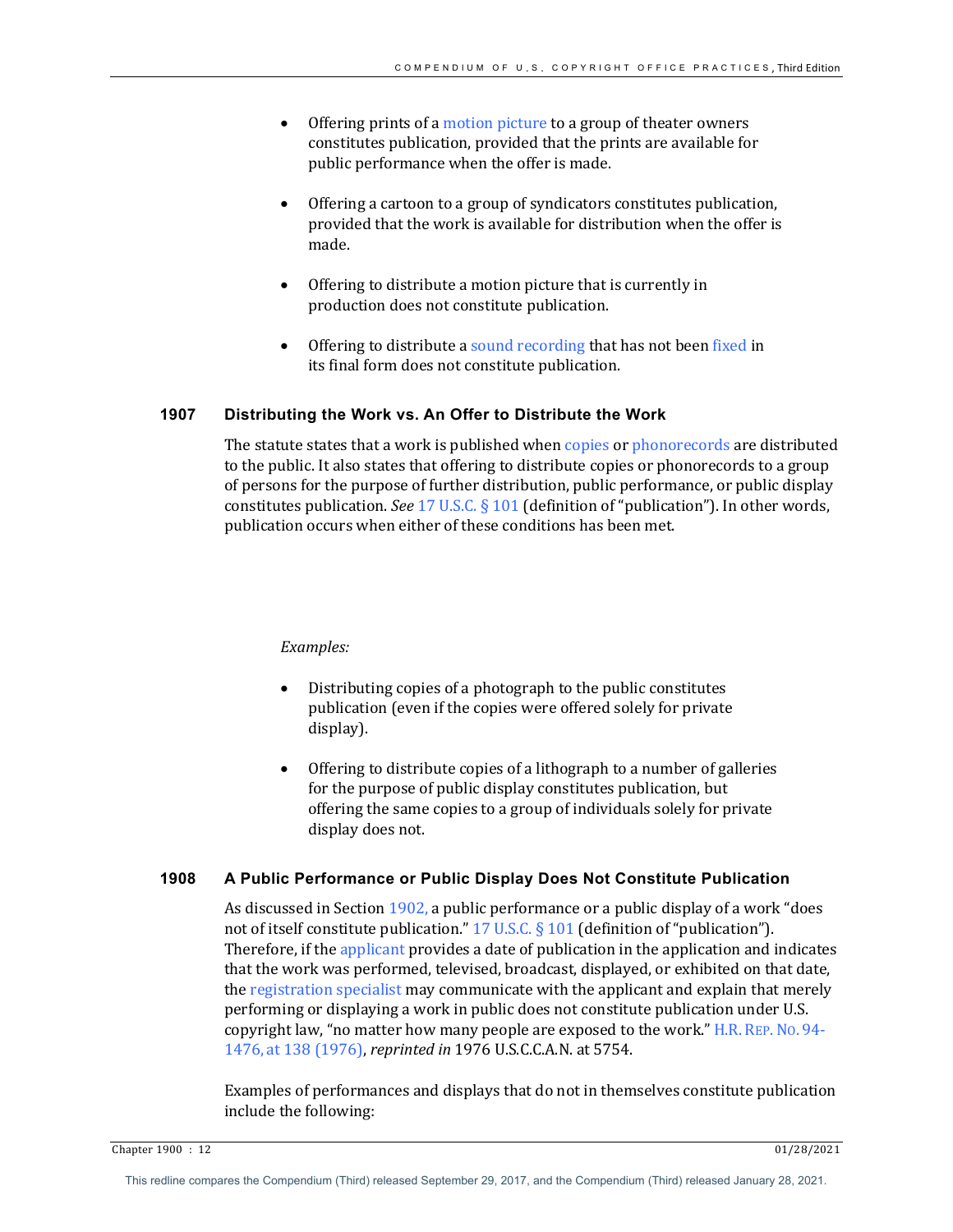- Offering prints of a motion picture to a group of theater owners constitutes publication, provided that the prints are available for public performance when the offer is made.

- Offering a cartoon to a group of syndicators constitutes publication, provided that the work is available for distribution when the offer is made.

- Offering to distribute a motion picture that is currently in production does not constitute publication.

- Offering to distribute a sound recording that has not been fixed in its final form does not constitute publication.

## 1907 Distributing the Work vs. An Offer to Distribute the Work

The statute states that a work is published when copies or phonorecords are distributed to the public. It also states that offering to distribute copies or phonorecords to a group of persons for the purpose of further distribution, public performance, or public display constitutes publication. *See* 17 U.S.C. § 101 (definition of "publication"). In other words, publication occurs when either of these conditions has been met.

*Examples:*

- Distributing copies of a photograph to the public constitutes publication (even if the copies were offered solely for private display).

- Offering to distribute copies of a lithograph to a number of galleries for the purpose of public display constitutes publication, but offering the same copies to a group of individuals solely for private display does not.

## 1908 A Public Performance or Public Display Does Not Constitute Publication

As discussed in Section 1902, a public performance or a public display of a work "does not of itself constitute publication." 17 U.S.C. § 101 (definition of "publication"). Therefore, if the applicant provides a date of publication in the application and indicates that the work was performed, televised, broadcast, displayed, or exhibited on that date, the registration specialist may communicate with the applicant and explain that merely performing or displaying a work in public does not constitute publication under U.S. copyright law, "no matter how many people are exposed to the work." H.R. REP. NO. 94-1476, at 138 (1976), *reprinted in* 1976 U.S.C.C.A.N. at 5754.

Examples of performances and displays that do not in themselves constitute publication include the following: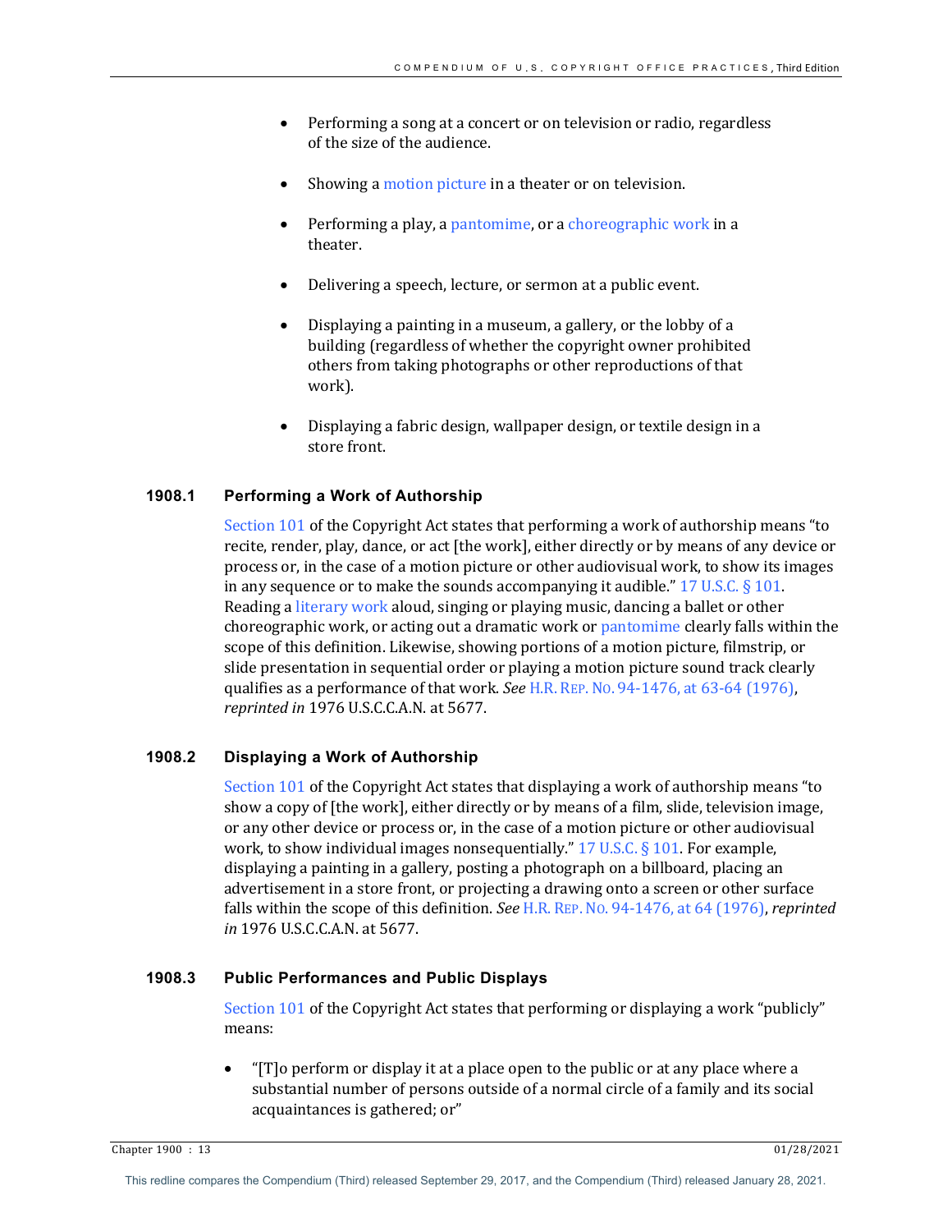- Performing a song at a concert or on television or radio, regardless of the size of the audience.

- Showing a motion picture in a theater or on television.

- Performing a play, a pantomime, or a choreographic work in a theater.

- Delivering a speech, lecture, or sermon at a public event.

- Displaying a painting in a museum, a gallery, or the lobby of a building (regardless of whether the copyright owner prohibited others from taking photographs or other reproductions of that work).

- Displaying a fabric design, wallpaper design, or textile design in a store front.

### 1908.1 Performing a Work of Authorship

Section 101 of the Copyright Act states that performing a work of authorship means "to recite, render, play, dance, or act [the work], either directly or by means of any device or process or, in the case of a motion picture or other audiovisual work, to show its images in any sequence or to make the sounds accompanying it audible." 17 U.S.C. § 101. Reading a literary work aloud, singing or playing music, dancing a ballet or other choreographic work, or acting out a dramatic work or pantomime clearly falls within the scope of this definition. Likewise, showing portions of a motion picture, filmstrip, or slide presentation in sequential order or playing a motion picture sound track clearly qualifies as a performance of that work. *See* H.R. REP. NO. 94-1476, at 63-64 (1976), *reprinted in* 1976 U.S.C.C.A.N. at 5677.

### 1908.2 Displaying a Work of Authorship

Section 101 of the Copyright Act states that displaying a work of authorship means "to show a copy of [the work], either directly or by means of a film, slide, television image, or any other device or process or, in the case of a motion picture or other audiovisual work, to show individual images nonsequentially." 17 U.S.C. § 101. For example, displaying a painting in a gallery, posting a photograph on a billboard, placing an advertisement in a store front, or projecting a drawing onto a screen or other surface falls within the scope of this definition. *See* H.R. REP. NO. 94-1476, at 64 (1976), *reprinted in* 1976 U.S.C.C.A.N. at 5677.

### 1908.3 Public Performances and Public Displays

Section 101 of the Copyright Act states that performing or displaying a work "publicly" means:

- "[T]o perform or display it at a place open to the public or at any place where a substantial number of persons outside of a normal circle of a family and its social acquaintances is gathered; or"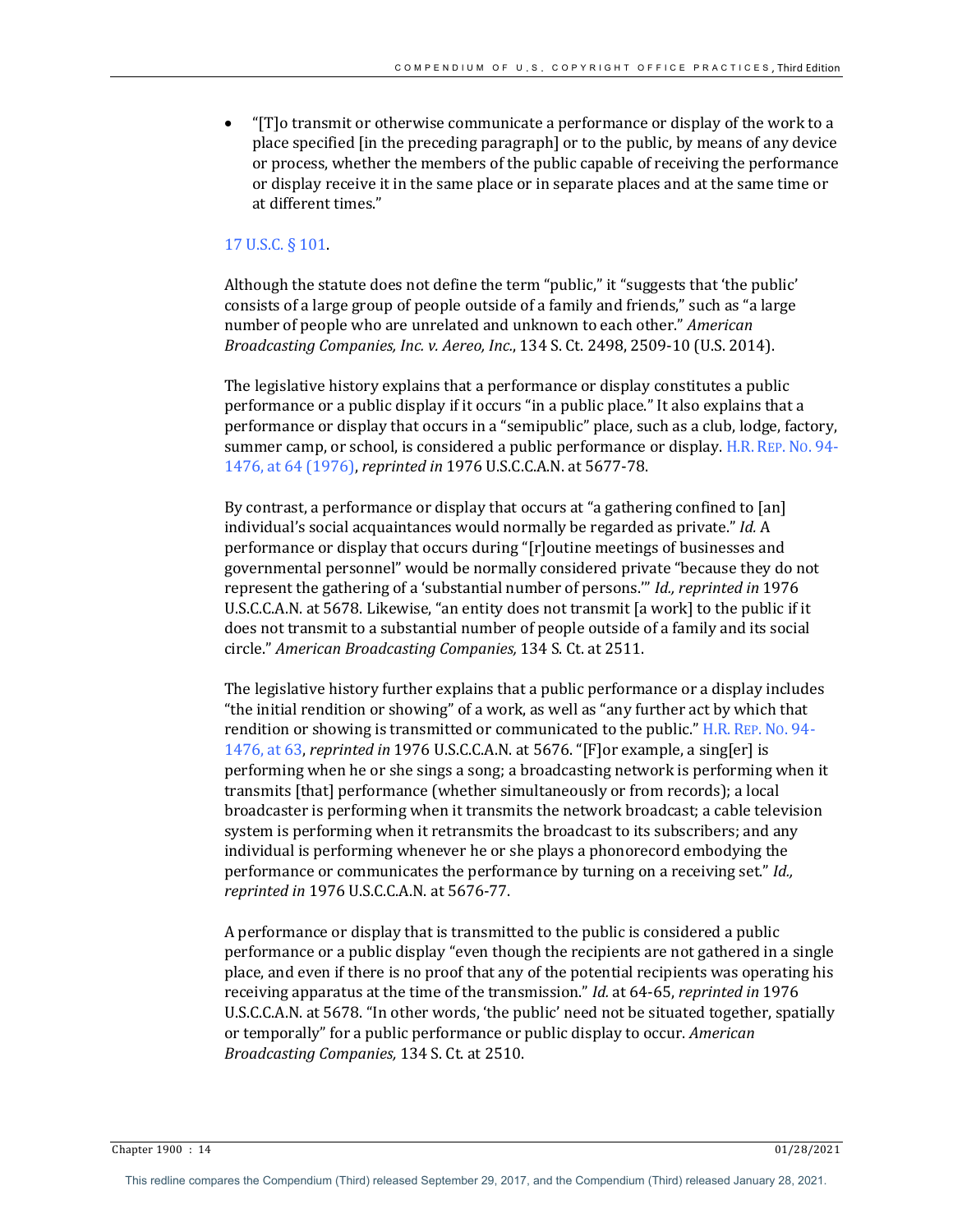- "[T]o transmit or otherwise communicate a performance or display of the work to a place specified [in the preceding paragraph] or to the public, by means of any device or process, whether the members of the public capable of receiving the performance or display receive it in the same place or in separate places and at the same time or at different times."

17 U.S.C. § 101.

Although the statute does not define the term "public," it "suggests that 'the public' consists of a large group of people outside of a family and friends," such as "a large number of people who are unrelated and unknown to each other." *American Broadcasting Companies, Inc. v. Aereo, Inc.*, 134 S. Ct. 2498, 2509-10 (U.S. 2014).

The legislative history explains that a performance or display constitutes a public performance or a public display if it occurs "in a public place." It also explains that a performance or display that occurs in a "semipublic" place, such as a club, lodge, factory, summer camp, or school, is considered a public performance or display. H.R. REP. NO. 94-1476, at 64 (1976), *reprinted in* 1976 U.S.C.C.A.N. at 5677-78.

By contrast, a performance or display that occurs at "a gathering confined to [an] individual's social acquaintances would normally be regarded as private." *Id.* A performance or display that occurs during "[r]outine meetings of businesses and governmental personnel" would be normally considered private "because they do not represent the gathering of a 'substantial number of persons.'" *Id., reprinted in* 1976 U.S.C.C.A.N. at 5678. Likewise, "an entity does not transmit [a work] to the public if it does not transmit to a substantial number of people outside of a family and its social circle." *American Broadcasting Companies,* 134 S. Ct. at 2511.

The legislative history further explains that a public performance or a display includes "the initial rendition or showing" of a work, as well as "any further act by which that rendition or showing is transmitted or communicated to the public." H.R. REP. NO. 94-1476, at 63, *reprinted in* 1976 U.S.C.C.A.N. at 5676. "[F]or example, a sing[er] is performing when he or she sings a song; a broadcasting network is performing when it transmits [that] performance (whether simultaneously or from records); a local broadcaster is performing when it transmits the network broadcast; a cable television system is performing when it retransmits the broadcast to its subscribers; and any individual is performing whenever he or she plays a phonorecord embodying the performance or communicates the performance by turning on a receiving set." *Id., reprinted in* 1976 U.S.C.C.A.N. at 5676-77.

A performance or display that is transmitted to the public is considered a public performance or a public display "even though the recipients are not gathered in a single place, and even if there is no proof that any of the potential recipients was operating his receiving apparatus at the time of the transmission." *Id.* at 64-65, *reprinted in* 1976 U.S.C.C.A.N. at 5678. "In other words, 'the public' need not be situated together, spatially or temporally" for a public performance or public display to occur. *American Broadcasting Companies,* 134 S. Ct. at 2510.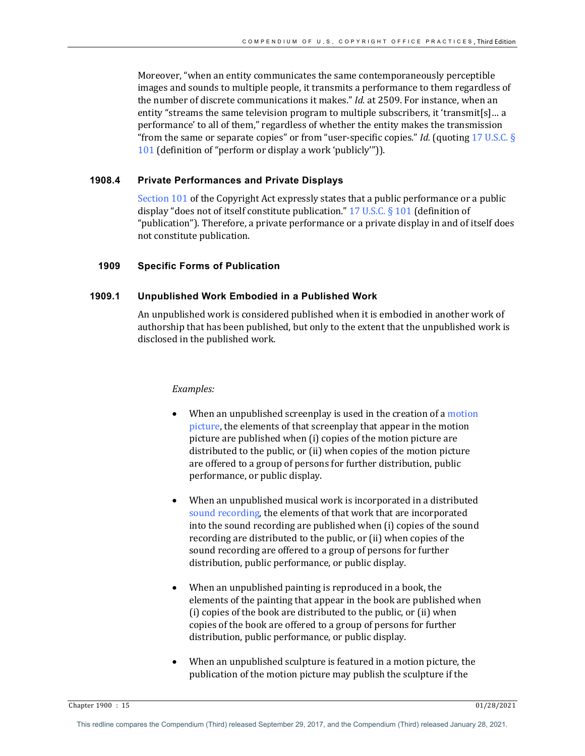Moreover, "when an entity communicates the same contemporaneously perceptible images and sounds to multiple people, it transmits a performance to them regardless of the number of discrete communications it makes." *Id.* at 2509. For instance, when an entity "streams the same television program to multiple subscribers, it 'transmit[s]… a performance' to all of them," regardless of whether the entity makes the transmission "from the same or separate copies" or from "user-specific copies." *Id.* (quoting 17 U.S.C. § 101 (definition of "perform or display a work 'publicly'")).

### 1908.4 Private Performances and Private Displays

Section 101 of the Copyright Act expressly states that a public performance or a public display "does not of itself constitute publication." 17 U.S.C. § 101 (definition of "publication"). Therefore, a private performance or a private display in and of itself does not constitute publication.

## 1909 Specific Forms of Publication

### 1909.1 Unpublished Work Embodied in a Published Work

An unpublished work is considered published when it is embodied in another work of authorship that has been published, but only to the extent that the unpublished work is disclosed in the published work.

*Examples:*

- When an unpublished screenplay is used in the creation of a motion picture, the elements of that screenplay that appear in the motion picture are published when (i) copies of the motion picture are distributed to the public, or (ii) when copies of the motion picture are offered to a group of persons for further distribution, public performance, or public display.

- When an unpublished musical work is incorporated in a distributed sound recording, the elements of that work that are incorporated into the sound recording are published when (i) copies of the sound recording are distributed to the public, or (ii) when copies of the sound recording are offered to a group of persons for further distribution, public performance, or public display.

- When an unpublished painting is reproduced in a book, the elements of the painting that appear in the book are published when (i) copies of the book are distributed to the public, or (ii) when copies of the book are offered to a group of persons for further distribution, public performance, or public display.

- When an unpublished sculpture is featured in a motion picture, the publication of the motion picture may publish the sculpture if the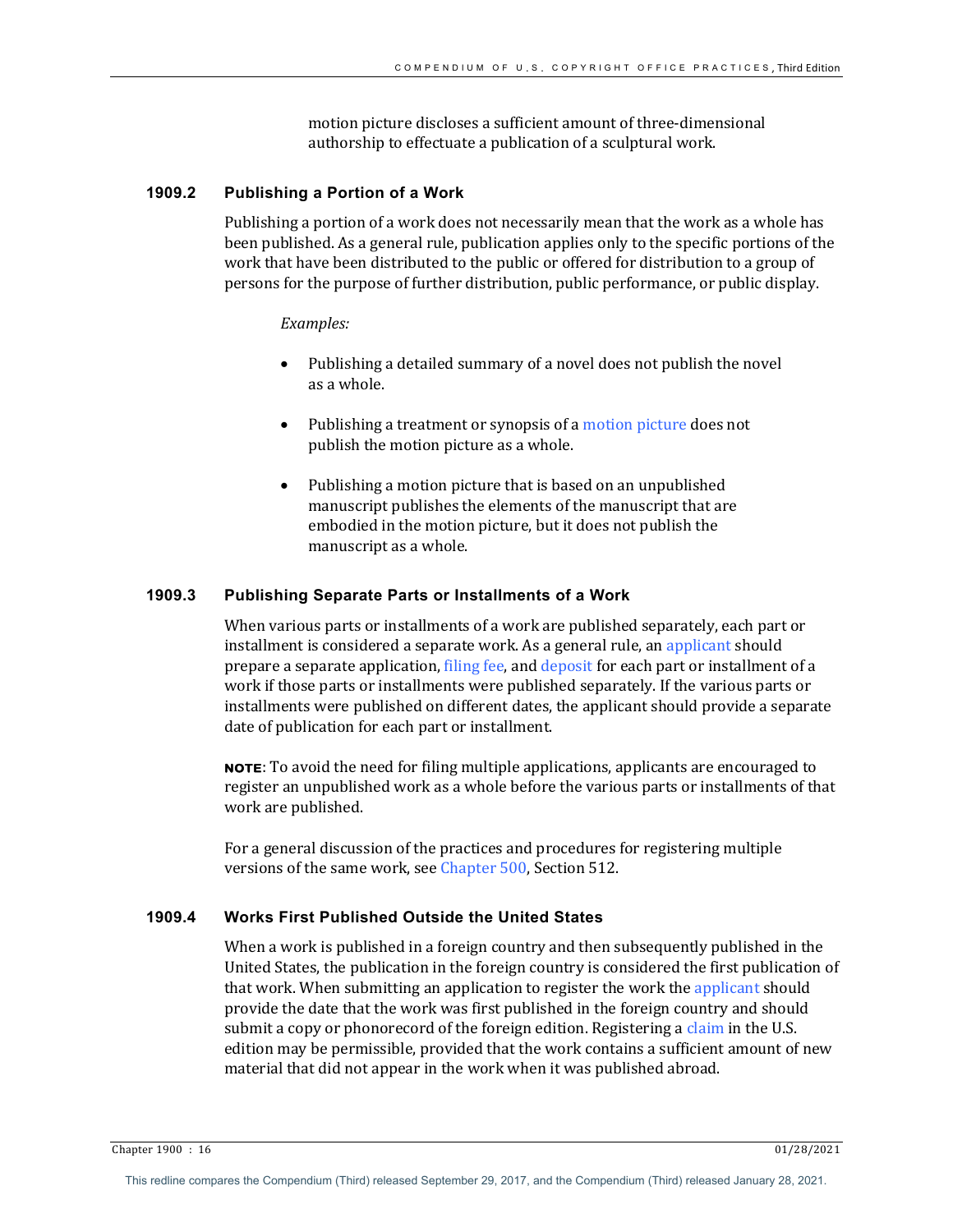motion picture discloses a sufficient amount of three-dimensional authorship to effectuate a publication of a sculptural work.

### 1909.2 Publishing a Portion of a Work

Publishing a portion of a work does not necessarily mean that the work as a whole has been published. As a general rule, publication applies only to the specific portions of the work that have been distributed to the public or offered for distribution to a group of persons for the purpose of further distribution, public performance, or public display.

*Examples:*

- Publishing a detailed summary of a novel does not publish the novel as a whole.
- Publishing a treatment or synopsis of a motion picture does not publish the motion picture as a whole.
- Publishing a motion picture that is based on an unpublished manuscript publishes the elements of the manuscript that are embodied in the motion picture, but it does not publish the manuscript as a whole.

### 1909.3 Publishing Separate Parts or Installments of a Work

When various parts or installments of a work are published separately, each part or installment is considered a separate work. As a general rule, an applicant should prepare a separate application, filing fee, and deposit for each part or installment of a work if those parts or installments were published separately. If the various parts or installments were published on different dates, the applicant should provide a separate date of publication for each part or installment.

**NOTE**: To avoid the need for filing multiple applications, applicants are encouraged to register an unpublished work as a whole before the various parts or installments of that work are published.

For a general discussion of the practices and procedures for registering multiple versions of the same work, see Chapter 500, Section 512.

### 1909.4 Works First Published Outside the United States

When a work is published in a foreign country and then subsequently published in the United States, the publication in the foreign country is considered the first publication of that work. When submitting an application to register the work the applicant should provide the date that the work was first published in the foreign country and should submit a copy or phonorecord of the foreign edition. Registering a claim in the U.S. edition may be permissible, provided that the work contains a sufficient amount of new material that did not appear in the work when it was published abroad.